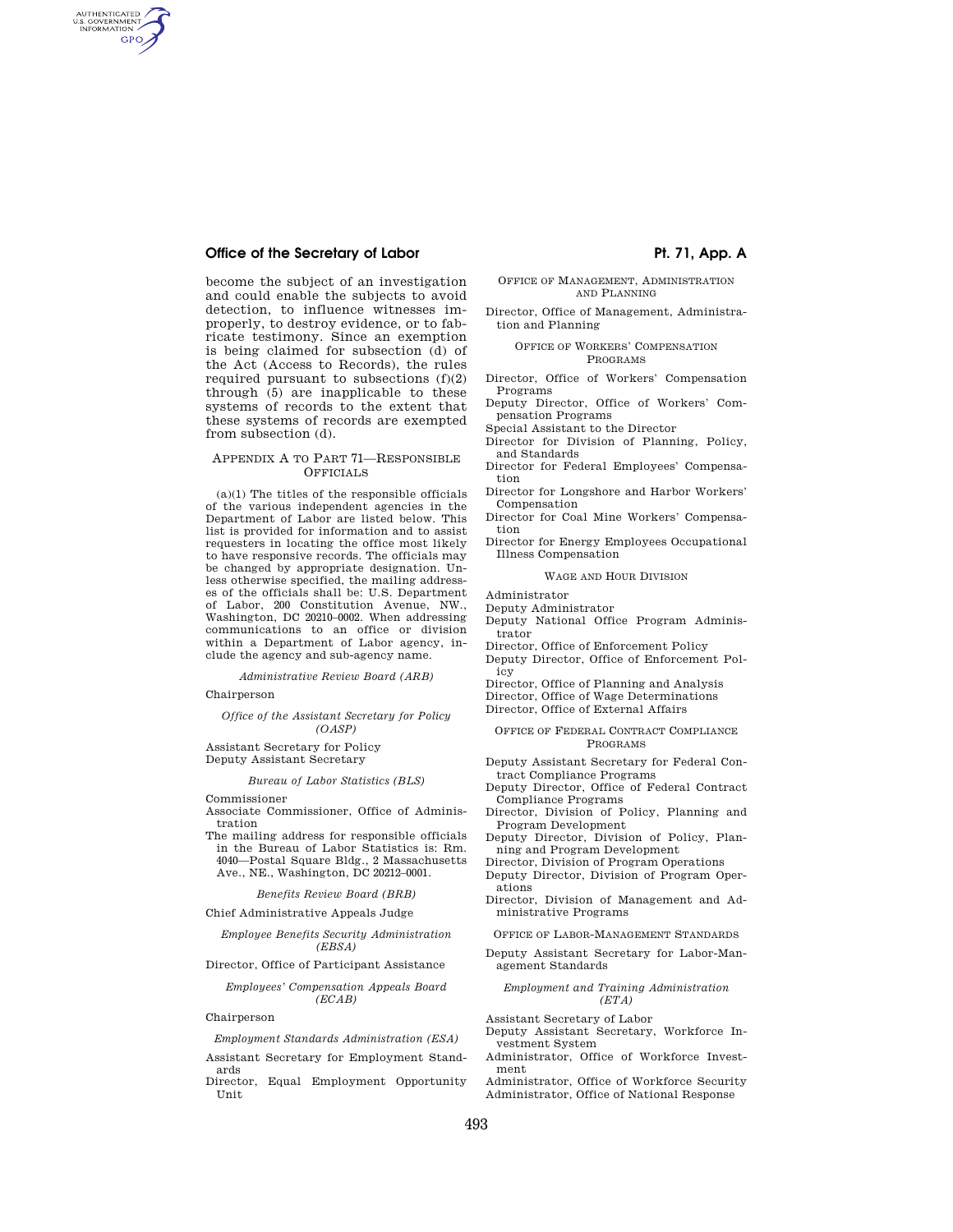become the subject of an investigation and could enable the subjects to avoid detection, to influence witnesses improperly, to destroy evidence, or to fabricate testimony. Since an exemption is being claimed for subsection (d) of the Act (Access to Records), the rules required pursuant to subsections (f)(2) through (5) are inapplicable to these systems of records to the extent that these systems of records are exempted from subsection (d).

## Appendix A to Part 71—Responsible Officials

(a)(1) The titles of the responsible officials of the various independent agencies in the Department of Labor are listed below. This list is provided for information and to assist requesters in locating the office most likely to have responsive records. The officials may be changed by appropriate designation. Unless otherwise specified, the mailing addresses of the officials shall be: U.S. Department of Labor, 200 Constitution Avenue, NW., Washington, DC 20210–0002. When addressing communications to an office or division within a Department of Labor agency, include the agency and sub-agency name.

*Administrative Review Board (ARB)*

Chairperson

*Office of the Assistant Secretary for Policy (OASP)*

Assistant Secretary for Policy
Deputy Assistant Secretary

*Bureau of Labor Statistics (BLS)*

Commissioner
Associate Commissioner, Office of Administration
The mailing address for responsible officials in the Bureau of Labor Statistics is: Rm. 4040—Postal Square Bldg., 2 Massachusetts Ave., NE., Washington, DC 20212–0001.

*Benefits Review Board (BRB)*

Chief Administrative Appeals Judge

*Employee Benefits Security Administration (EBSA)*

Director, Office of Participant Assistance

*Employees' Compensation Appeals Board (ECAB)*

Chairperson

*Employment Standards Administration (ESA)*

Assistant Secretary for Employment Standards
Director, Equal Employment Opportunity Unit

OFFICE OF MANAGEMENT, ADMINISTRATION AND PLANNING

Director, Office of Management, Administration and Planning

OFFICE OF WORKERS' COMPENSATION PROGRAMS

Director, Office of Workers' Compensation Programs
Deputy Director, Office of Workers' Compensation Programs
Special Assistant to the Director
Director for Division of Planning, Policy, and Standards
Director for Federal Employees' Compensation
Director for Longshore and Harbor Workers' Compensation
Director for Coal Mine Workers' Compensation
Director for Energy Employees Occupational Illness Compensation

WAGE AND HOUR DIVISION

Administrator
Deputy Administrator
Deputy National Office Program Administrator
Director, Office of Enforcement Policy
Deputy Director, Office of Enforcement Policy
Director, Office of Planning and Analysis
Director, Office of Wage Determinations
Director, Office of External Affairs

OFFICE OF FEDERAL CONTRACT COMPLIANCE PROGRAMS

Deputy Assistant Secretary for Federal Contract Compliance Programs
Deputy Director, Office of Federal Contract Compliance Programs
Director, Division of Policy, Planning and Program Development
Deputy Director, Division of Policy, Planning and Program Development
Director, Division of Program Operations
Deputy Director, Division of Program Operations
Director, Division of Management and Administrative Programs

OFFICE OF LABOR-MANAGEMENT STANDARDS

Deputy Assistant Secretary for Labor-Management Standards

*Employment and Training Administration (ETA)*

Assistant Secretary of Labor
Deputy Assistant Secretary, Workforce Investment System
Administrator, Office of Workforce Investment
Administrator, Office of Workforce Security
Administrator, Office of National Response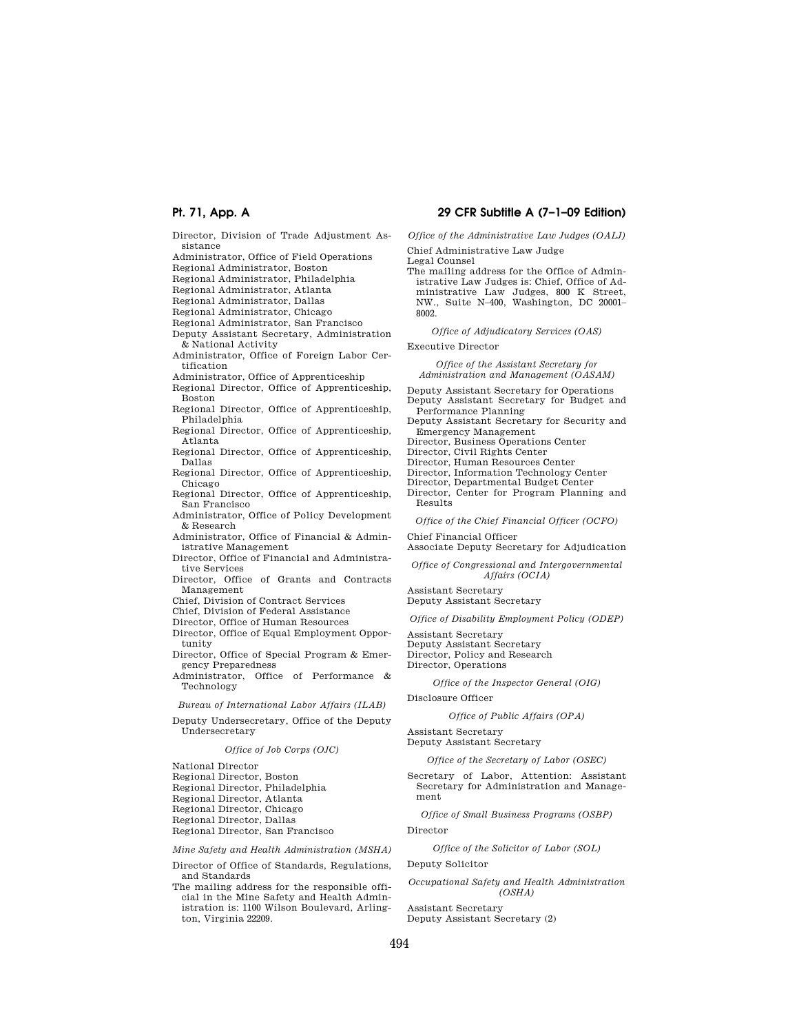Director, Division of Trade Adjustment Assistance

Administrator, Office of Field Operations

Regional Administrator, Boston

Regional Administrator, Philadelphia

Regional Administrator, Atlanta

Regional Administrator, Dallas

Regional Administrator, Chicago

Regional Administrator, San Francisco

Deputy Assistant Secretary, Administration & National Activity

Administrator, Office of Foreign Labor Certification

Administrator, Office of Apprenticeship

Regional Director, Office of Apprenticeship, Boston

Regional Director, Office of Apprenticeship, Philadelphia

Regional Director, Office of Apprenticeship, Atlanta

Regional Director, Office of Apprenticeship, Dallas

Regional Director, Office of Apprenticeship, Chicago

Regional Director, Office of Apprenticeship, San Francisco

Administrator, Office of Policy Development & Research

Administrator, Office of Financial & Administrative Management

Director, Office of Financial and Administrative Services

Director, Office of Grants and Contracts Management

Chief, Division of Contract Services

Chief, Division of Federal Assistance

Director, Office of Human Resources

Director, Office of Equal Employment Opportunity

Director, Office of Special Program & Emergency Preparedness

Administrator, Office of Performance & Technology

*Bureau of International Labor Affairs (ILAB)*

Deputy Undersecretary, Office of the Deputy Undersecretary

*Office of Job Corps (OJC)*

National Director

Regional Director, Boston

Regional Director, Philadelphia

Regional Director, Atlanta

Regional Director, Chicago

Regional Director, Dallas

Regional Director, San Francisco

*Mine Safety and Health Administration (MSHA)*

Director of Office of Standards, Regulations, and Standards

The mailing address for the responsible official in the Mine Safety and Health Administration is: 1100 Wilson Boulevard, Arlington, Virginia 22209.

*Office of the Administrative Law Judges (OALJ)*

Chief Administrative Law Judge

Legal Counsel

The mailing address for the Office of Administrative Law Judges is: Chief, Office of Administrative Law Judges, 800 K Street, NW., Suite N–400, Washington, DC 20001–8002.

*Office of Adjudicatory Services (OAS)*

Executive Director

*Office of the Assistant Secretary for Administration and Management (OASAM)*

Deputy Assistant Secretary for Operations

Deputy Assistant Secretary for Budget and Performance Planning

Deputy Assistant Secretary for Security and Emergency Management

Director, Business Operations Center

Director, Civil Rights Center

Director, Human Resources Center

Director, Information Technology Center

Director, Departmental Budget Center

Director, Center for Program Planning and Results

*Office of the Chief Financial Officer (OCFO)*

Chief Financial Officer

Associate Deputy Secretary for Adjudication

*Office of Congressional and Intergovernmental Affairs (OCIA)*

Assistant Secretary

Deputy Assistant Secretary

*Office of Disability Employment Policy (ODEP)*

Assistant Secretary

Deputy Assistant Secretary

Director, Policy and Research

Director, Operations

*Office of the Inspector General (OIG)*

Disclosure Officer

*Office of Public Affairs (OPA)*

Assistant Secretary

Deputy Assistant Secretary

*Office of the Secretary of Labor (OSEC)*

Secretary of Labor, Attention: Assistant Secretary for Administration and Management

*Office of Small Business Programs (OSBP)*

Director

*Office of the Solicitor of Labor (SOL)*

Deputy Solicitor

*Occupational Safety and Health Administration (OSHA)*

Assistant Secretary

Deputy Assistant Secretary (2)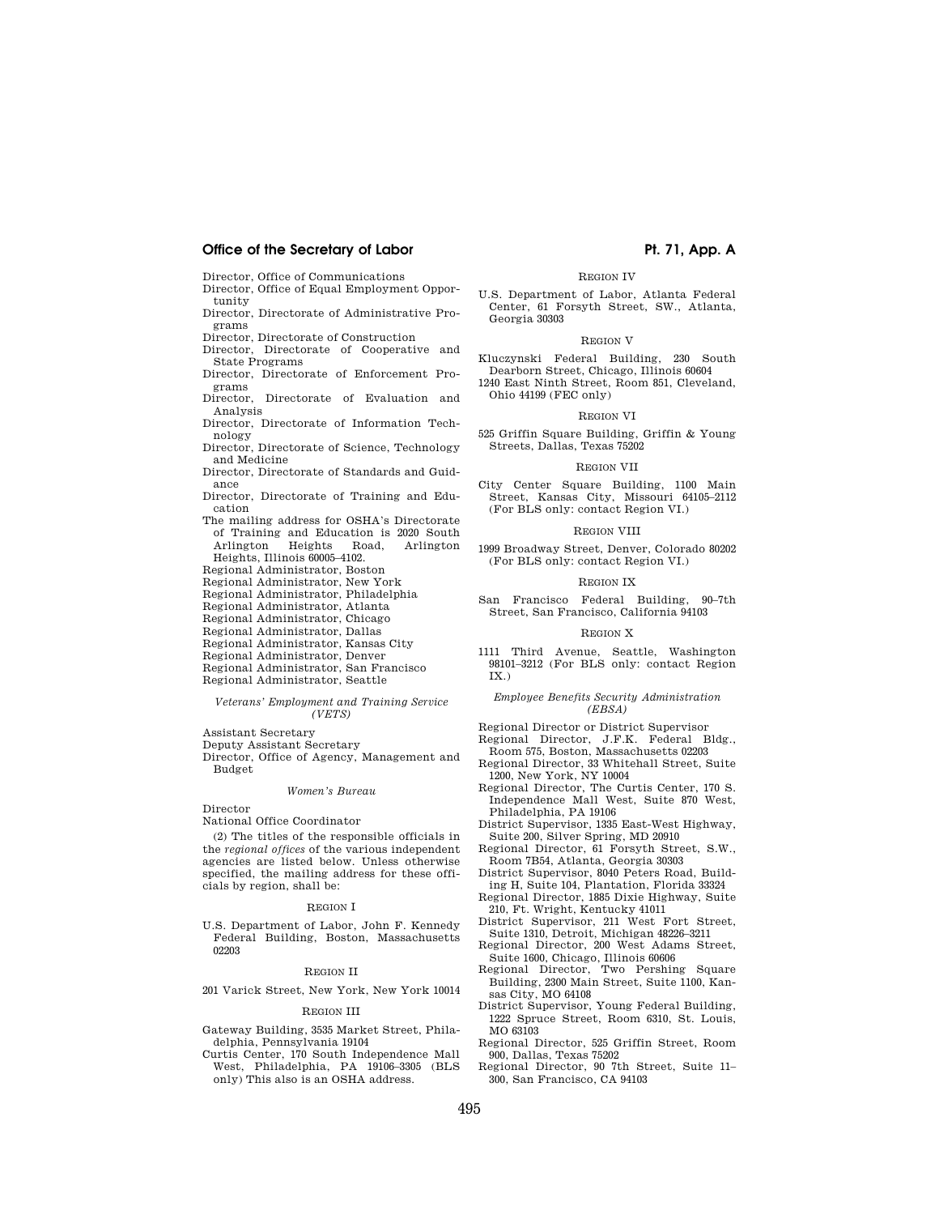Director, Office of Communications

Director, Office of Equal Employment Opportunity

Director, Directorate of Administrative Programs

Director, Directorate of Construction

Director, Directorate of Cooperative and State Programs

Director, Directorate of Enforcement Programs

Director, Directorate of Evaluation and Analysis

Director, Directorate of Information Technology

Director, Directorate of Science, Technology and Medicine

Director, Directorate of Standards and Guidance

Director, Directorate of Training and Education

The mailing address for OSHA's Directorate of Training and Education is 2020 South Arlington Heights Road, Arlington Heights, Illinois 60005–4102.

Regional Administrator, Boston

Regional Administrator, New York

Regional Administrator, Philadelphia

Regional Administrator, Atlanta

Regional Administrator, Chicago

Regional Administrator, Dallas

Regional Administrator, Kansas City

Regional Administrator, Denver

Regional Administrator, San Francisco

Regional Administrator, Seattle

*Veterans' Employment and Training Service (VETS)*

Assistant Secretary

Deputy Assistant Secretary

Director, Office of Agency, Management and Budget

*Women's Bureau*

Director

National Office Coordinator

(2) The titles of the responsible officials in the *regional offices* of the various independent agencies are listed below. Unless otherwise specified, the mailing address for these officials by region, shall be:

REGION I

U.S. Department of Labor, John F. Kennedy Federal Building, Boston, Massachusetts 02203

REGION II

201 Varick Street, New York, New York 10014

REGION III

Gateway Building, 3535 Market Street, Philadelphia, Pennsylvania 19104

Curtis Center, 170 South Independence Mall West, Philadelphia, PA 19106–3305 (BLS only) This also is an OSHA address.

REGION IV

U.S. Department of Labor, Atlanta Federal Center, 61 Forsyth Street, SW., Atlanta, Georgia 30303

REGION V

Kluczynski Federal Building, 230 South Dearborn Street, Chicago, Illinois 60604

1240 East Ninth Street, Room 851, Cleveland, Ohio 44199 (FEC only)

REGION VI

525 Griffin Square Building, Griffin & Young Streets, Dallas, Texas 75202

REGION VII

City Center Square Building, 1100 Main Street, Kansas City, Missouri 64105–2112 (For BLS only: contact Region VI.)

REGION VIII

1999 Broadway Street, Denver, Colorado 80202 (For BLS only: contact Region VI.)

REGION IX

San Francisco Federal Building, 90–7th Street, San Francisco, California 94103

REGION X

1111 Third Avenue, Seattle, Washington 98101–3212 (For BLS only: contact Region IX.)

*Employee Benefits Security Administration (EBSA)*

Regional Director or District Supervisor

Regional Director, J.F.K. Federal Bldg., Room 575, Boston, Massachusetts 02203

Regional Director, 33 Whitehall Street, Suite 1200, New York, NY 10004

Regional Director, The Curtis Center, 170 S. Independence Mall West, Suite 870 West, Philadelphia, PA 19106

District Supervisor, 1335 East-West Highway, Suite 200, Silver Spring, MD 20910

Regional Director, 61 Forsyth Street, S.W., Room 7B54, Atlanta, Georgia 30303

District Supervisor, 8040 Peters Road, Building H, Suite 104, Plantation, Florida 33324

Regional Director, 1885 Dixie Highway, Suite 210, Ft. Wright, Kentucky 41011

District Supervisor, 211 West Fort Street, Suite 1310, Detroit, Michigan 48226–3211

Regional Director, 200 West Adams Street, Suite 1600, Chicago, Illinois 60606

Regional Director, Two Pershing Square Building, 2300 Main Street, Suite 1100, Kansas City, MO 64108

District Supervisor, Young Federal Building, 1222 Spruce Street, Room 6310, St. Louis, MO 63103

Regional Director, 525 Griffin Street, Room 900, Dallas, Texas 75202

Regional Director, 90 7th Street, Suite 11–300, San Francisco, CA 94103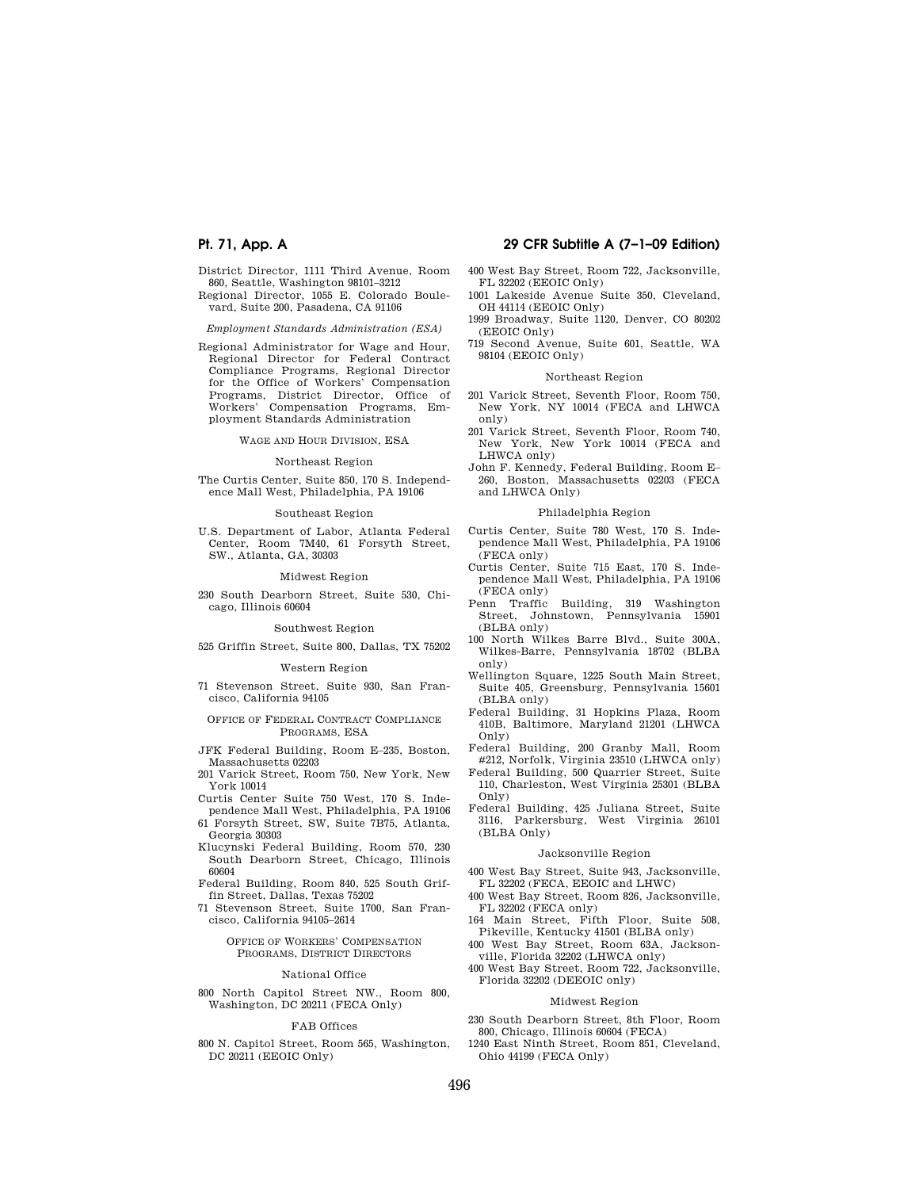District Director, 1111 Third Avenue, Room 860, Seattle, Washington 98101–3212

Regional Director, 1055 E. Colorado Boulevard, Suite 200, Pasadena, CA 91106

*Employment Standards Administration (ESA)*

Regional Administrator for Wage and Hour, Regional Director for Federal Contract Compliance Programs, Regional Director for the Office of Workers' Compensation Programs, District Director, Office of Workers' Compensation Programs, Employment Standards Administration

WAGE AND HOUR DIVISION, ESA

Northeast Region

The Curtis Center, Suite 850, 170 S. Independence Mall West, Philadelphia, PA 19106

Southeast Region

U.S. Department of Labor, Atlanta Federal Center, Room 7M40, 61 Forsyth Street, SW., Atlanta, GA, 30303

Midwest Region

230 South Dearborn Street, Suite 530, Chicago, Illinois 60604

Southwest Region

525 Griffin Street, Suite 800, Dallas, TX 75202

Western Region

71 Stevenson Street, Suite 930, San Francisco, California 94105

OFFICE OF FEDERAL CONTRACT COMPLIANCE PROGRAMS, ESA

JFK Federal Building, Room E–235, Boston, Massachusetts 02203

201 Varick Street, Room 750, New York, New York 10014

Curtis Center Suite 750 West, 170 S. Independence Mall West, Philadelphia, PA 19106

61 Forsyth Street, SW, Suite 7B75, Atlanta, Georgia 30303

Klucynski Federal Building, Room 570, 230 South Dearborn Street, Chicago, Illinois 60604

Federal Building, Room 840, 525 South Griffin Street, Dallas, Texas 75202

71 Stevenson Street, Suite 1700, San Francisco, California 94105–2614

OFFICE OF WORKERS' COMPENSATION PROGRAMS, DISTRICT DIRECTORS

National Office

800 North Capitol Street NW., Room 800, Washington, DC 20211 (FECA Only)

FAB Offices

800 N. Capitol Street, Room 565, Washington, DC 20211 (EEOIC Only)

400 West Bay Street, Room 722, Jacksonville, FL 32202 (EEOIC Only)

1001 Lakeside Avenue Suite 350, Cleveland, OH 44114 (EEOIC Only)

1999 Broadway, Suite 1120, Denver, CO 80202 (EEOIC Only)

719 Second Avenue, Suite 601, Seattle, WA 98104 (EEOIC Only)

Northeast Region

201 Varick Street, Seventh Floor, Room 750, New York, NY 10014 (FECA and LHWCA only)

201 Varick Street, Seventh Floor, Room 740, New York, New York 10014 (FECA and LHWCA only)

John F. Kennedy, Federal Building, Room E–260, Boston, Massachusetts 02203 (FECA and LHWCA Only)

Philadelphia Region

Curtis Center, Suite 780 West, 170 S. Independence Mall West, Philadelphia, PA 19106 (FECA only)

Curtis Center, Suite 715 East, 170 S. Independence Mall West, Philadelphia, PA 19106 (FECA only)

Penn Traffic Building, 319 Washington Street, Johnstown, Pennsylvania 15901 (BLBA only)

100 North Wilkes Barre Blvd., Suite 300A, Wilkes-Barre, Pennsylvania 18702 (BLBA only)

Wellington Square, 1225 South Main Street, Suite 405, Greensburg, Pennsylvania 15601 (BLBA only)

Federal Building, 31 Hopkins Plaza, Room 410B, Baltimore, Maryland 21201 (LHWCA Only)

Federal Building, 200 Granby Mall, Room #212, Norfolk, Virginia 23510 (LHWCA only)

Federal Building, 500 Quarrier Street, Suite 110, Charleston, West Virginia 25301 (BLBA Only)

Federal Building, 425 Juliana Street, Suite 3116, Parkersburg, West Virginia 26101 (BLBA Only)

Jacksonville Region

400 West Bay Street, Suite 943, Jacksonville, FL 32202 (FECA, EEOIC and LHWC)

400 West Bay Street, Room 826, Jacksonville, FL 32202 (FECA only)

164 Main Street, Fifth Floor, Suite 508, Pikeville, Kentucky 41501 (BLBA only)

400 West Bay Street, Room 63A, Jacksonville, Florida 32202 (LHWCA only)

400 West Bay Street, Room 722, Jacksonville, Florida 32202 (DEEOIC only)

Midwest Region

230 South Dearborn Street, 8th Floor, Room 800, Chicago, Illinois 60604 (FECA)

1240 East Ninth Street, Room 851, Cleveland, Ohio 44199 (FECA Only)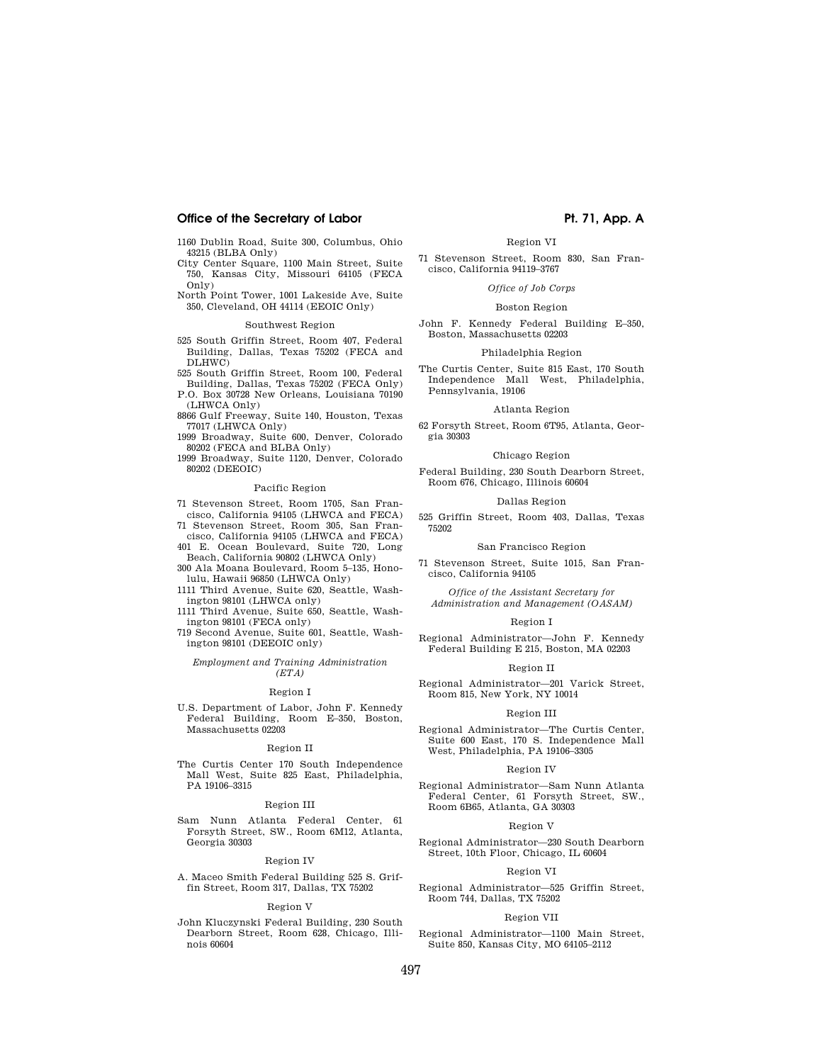1160 Dublin Road, Suite 300, Columbus, Ohio 43215 (BLBA Only)

City Center Square, 1100 Main Street, Suite 750, Kansas City, Missouri 64105 (FECA Only)

North Point Tower, 1001 Lakeside Ave, Suite 350, Cleveland, OH 44114 (EEOIC Only)

Southwest Region

525 South Griffin Street, Room 407, Federal Building, Dallas, Texas 75202 (FECA and DLHWC)

525 South Griffin Street, Room 100, Federal Building, Dallas, Texas 75202 (FECA Only)

P.O. Box 30728 New Orleans, Louisiana 70190 (LHWCA Only)

8866 Gulf Freeway, Suite 140, Houston, Texas 77017 (LHWCA Only)

1999 Broadway, Suite 600, Denver, Colorado 80202 (FECA and BLBA Only)

1999 Broadway, Suite 1120, Denver, Colorado 80202 (DEEOIC)

Pacific Region

71 Stevenson Street, Room 1705, San Francisco, California 94105 (LHWCA and FECA)

71 Stevenson Street, Room 305, San Francisco, California 94105 (LHWCA and FECA)

401 E. Ocean Boulevard, Suite 720, Long Beach, California 90802 (LHWCA Only)

300 Ala Moana Boulevard, Room 5–135, Honolulu, Hawaii 96850 (LHWCA Only)

1111 Third Avenue, Suite 620, Seattle, Washington 98101 (LHWCA only)

1111 Third Avenue, Suite 650, Seattle, Washington 98101 (FECA only)

719 Second Avenue, Suite 601, Seattle, Washington 98101 (DEEOIC only)

*Employment and Training Administration (ETA)*

Region I

U.S. Department of Labor, John F. Kennedy Federal Building, Room E–350, Boston, Massachusetts 02203

Region II

The Curtis Center 170 South Independence Mall West, Suite 825 East, Philadelphia, PA 19106–3315

Region III

Sam Nunn Atlanta Federal Center, 61 Forsyth Street, SW., Room 6M12, Atlanta, Georgia 30303

Region IV

A. Maceo Smith Federal Building 525 S. Griffin Street, Room 317, Dallas, TX 75202

Region V

John Kluczynski Federal Building, 230 South Dearborn Street, Room 628, Chicago, Illinois 60604

Region VI

71 Stevenson Street, Room 830, San Francisco, California 94119–3767

*Office of Job Corps*

Boston Region

John F. Kennedy Federal Building E–350, Boston, Massachusetts 02203

Philadelphia Region

The Curtis Center, Suite 815 East, 170 South Independence Mall West, Philadelphia, Pennsylvania, 19106

Atlanta Region

62 Forsyth Street, Room 6T95, Atlanta, Georgia 30303

Chicago Region

Federal Building, 230 South Dearborn Street, Room 676, Chicago, Illinois 60604

Dallas Region

525 Griffin Street, Room 403, Dallas, Texas 75202

San Francisco Region

71 Stevenson Street, Suite 1015, San Francisco, California 94105

*Office of the Assistant Secretary for Administration and Management (OASAM)*

Region I

Regional Administrator—John F. Kennedy Federal Building E 215, Boston, MA 02203

Region II

Regional Administrator—201 Varick Street, Room 815, New York, NY 10014

Region III

Regional Administrator—The Curtis Center, Suite 600 East, 170 S. Independence Mall West, Philadelphia, PA 19106–3305

Region IV

Regional Administrator—Sam Nunn Atlanta Federal Center, 61 Forsyth Street, SW., Room 6B65, Atlanta, GA 30303

Region V

Regional Administrator—230 South Dearborn Street, 10th Floor, Chicago, IL 60604

Region VI

Regional Administrator—525 Griffin Street, Room 744, Dallas, TX 75202

Region VII

Regional Administrator—1100 Main Street, Suite 850, Kansas City, MO 64105–2112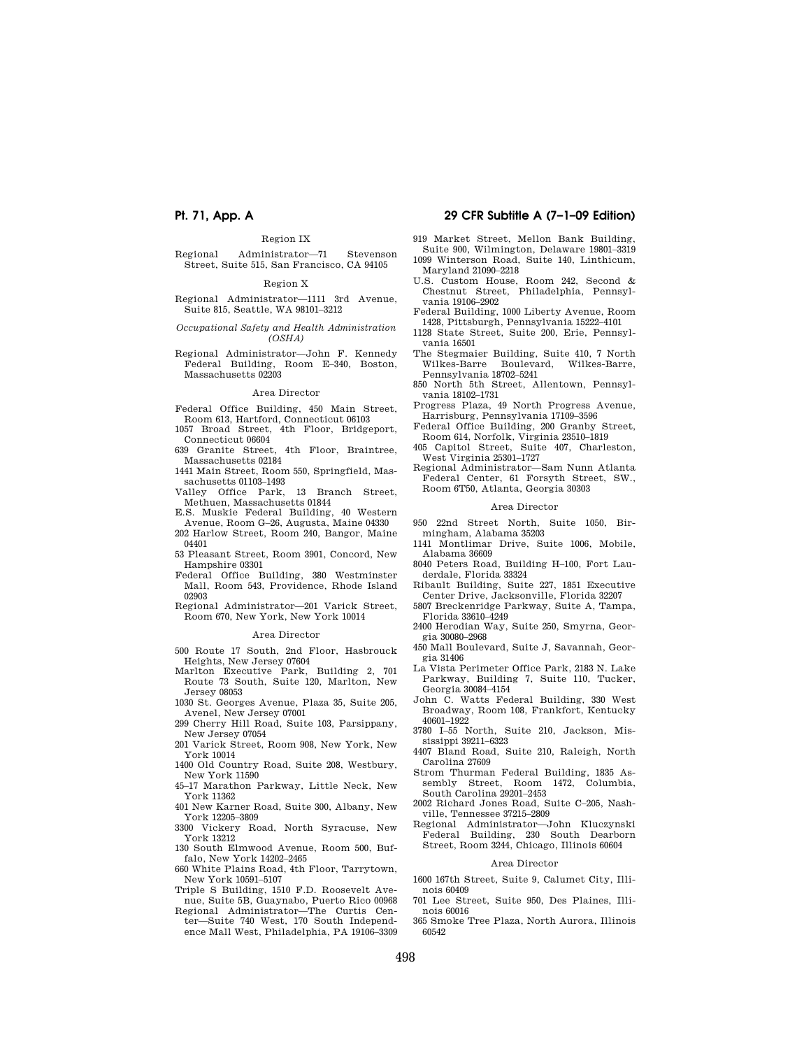Region IX

Regional Administrator—71 Stevenson Street, Suite 515, San Francisco, CA 94105

Region X

Regional Administrator—1111 3rd Avenue, Suite 815, Seattle, WA 98101–3212

*Occupational Safety and Health Administration (OSHA)*

Regional Administrator—John F. Kennedy Federal Building, Room E–340, Boston, Massachusetts 02203

Area Director

Federal Office Building, 450 Main Street, Room 613, Hartford, Connecticut 06103
1057 Broad Street, 4th Floor, Bridgeport, Connecticut 06604
639 Granite Street, 4th Floor, Braintree, Massachusetts 02184
1441 Main Street, Room 550, Springfield, Massachusetts 01103–1493
Valley Office Park, 13 Branch Street, Methuen, Massachusetts 01844
E.S. Muskie Federal Building, 40 Western Avenue, Room G–26, Augusta, Maine 04330
202 Harlow Street, Room 240, Bangor, Maine 04401
53 Pleasant Street, Room 3901, Concord, New Hampshire 03301
Federal Office Building, 380 Westminster Mall, Room 543, Providence, Rhode Island 02903
Regional Administrator—201 Varick Street, Room 670, New York, New York 10014

Area Director

500 Route 17 South, 2nd Floor, Hasbrouck Heights, New Jersey 07604
Marlton Executive Park, Building 2, 701 Route 73 South, Suite 120, Marlton, New Jersey 08053
1030 St. Georges Avenue, Plaza 35, Suite 205, Avenel, New Jersey 07001
299 Cherry Hill Road, Suite 103, Parsippany, New Jersey 07054
201 Varick Street, Room 908, New York, New York 10014
1400 Old Country Road, Suite 208, Westbury, New York 11590
45–17 Marathon Parkway, Little Neck, New York 11362
401 New Karner Road, Suite 300, Albany, New York 12205–3809
3300 Vickery Road, North Syracuse, New York 13212
130 South Elmwood Avenue, Room 500, Buffalo, New York 14202–2465
660 White Plains Road, 4th Floor, Tarrytown, New York 10591–5107
Triple S Building, 1510 F.D. Roosevelt Avenue, Suite 5B, Guaynabo, Puerto Rico 00968
Regional Administrator—The Curtis Center—Suite 740 West, 170 South Independence Mall West, Philadelphia, PA 19106–3309
919 Market Street, Mellon Bank Building, Suite 900, Wilmington, Delaware 19801–3319
1099 Winterson Road, Suite 140, Linthicum, Maryland 21090–2218
U.S. Custom House, Room 242, Second & Chestnut Street, Philadelphia, Pennsylvania 19106–2902
Federal Building, 1000 Liberty Avenue, Room 1428, Pittsburgh, Pennsylvania 15222–4101
1128 State Street, Suite 200, Erie, Pennsylvania 16501
The Stegmaier Building, Suite 410, 7 North Wilkes-Barre Boulevard, Wilkes-Barre, Pennsylvania 18702–5241
850 North 5th Street, Allentown, Pennsylvania 18102–1731
Progress Plaza, 49 North Progress Avenue, Harrisburg, Pennsylvania 17109–3596
Federal Office Building, 200 Granby Street, Room 614, Norfolk, Virginia 23510–1819
405 Capitol Street, Suite 407, Charleston, West Virginia 25301–1727
Regional Administrator—Sam Nunn Atlanta Federal Center, 61 Forsyth Street, SW., Room 6T50, Atlanta, Georgia 30303

Area Director

950 22nd Street North, Suite 1050, Birmingham, Alabama 35203
1141 Montlimar Drive, Suite 1006, Mobile, Alabama 36609
8040 Peters Road, Building H–100, Fort Lauderdale, Florida 33324
Ribault Building, Suite 227, 1851 Executive Center Drive, Jacksonville, Florida 32207
5807 Breckenridge Parkway, Suite A, Tampa, Florida 33610–4249
2400 Herodian Way, Suite 250, Smyrna, Georgia 30080–2968
450 Mall Boulevard, Suite J, Savannah, Georgia 31406
La Vista Perimeter Office Park, 2183 N. Lake Parkway, Building 7, Suite 110, Tucker, Georgia 30084–4154
John C. Watts Federal Building, 330 West Broadway, Room 108, Frankfort, Kentucky 40601–1922
3780 I–55 North, Suite 210, Jackson, Mississippi 39211–6323
4407 Bland Road, Suite 210, Raleigh, North Carolina 27609
Strom Thurman Federal Building, 1835 Assembly Street, Room 1472, Columbia, South Carolina 29201–2453
2002 Richard Jones Road, Suite C–205, Nashville, Tennessee 37215–2809
Regional Administrator—John Kluczynski Federal Building, 230 South Dearborn Street, Room 3244, Chicago, Illinois 60604

Area Director

1600 167th Street, Suite 9, Calumet City, Illinois 60409
701 Lee Street, Suite 950, Des Plaines, Illinois 60016
365 Smoke Tree Plaza, North Aurora, Illinois 60542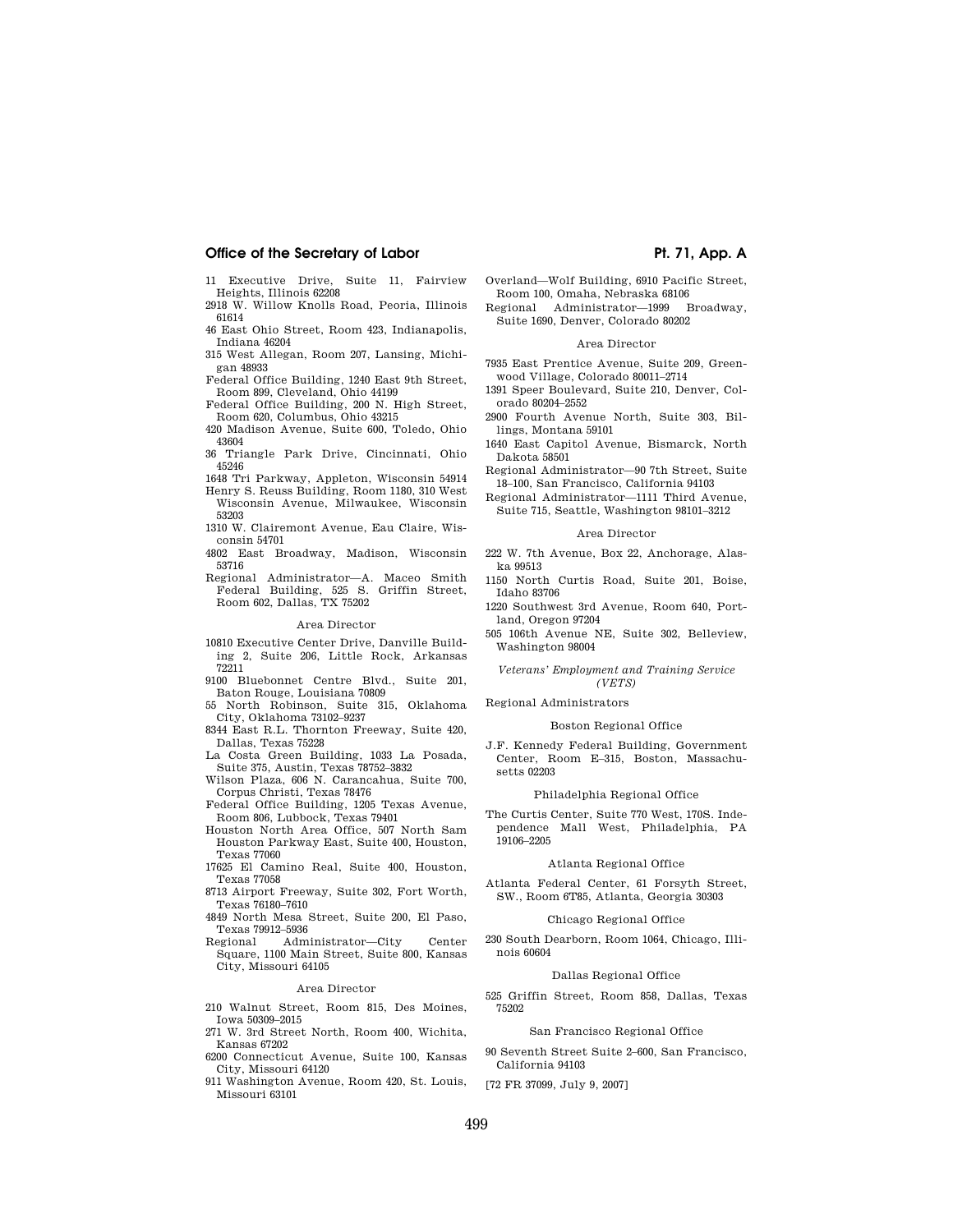11 Executive Drive, Suite 11, Fairview Heights, Illinois 62208

2918 W. Willow Knolls Road, Peoria, Illinois 61614

46 East Ohio Street, Room 423, Indianapolis, Indiana 46204

315 West Allegan, Room 207, Lansing, Michigan 48933

Federal Office Building, 1240 East 9th Street, Room 899, Cleveland, Ohio 44199

Federal Office Building, 200 N. High Street, Room 620, Columbus, Ohio 43215

420 Madison Avenue, Suite 600, Toledo, Ohio 43604

36 Triangle Park Drive, Cincinnati, Ohio 45246

1648 Tri Parkway, Appleton, Wisconsin 54914

Henry S. Reuss Building, Room 1180, 310 West Wisconsin Avenue, Milwaukee, Wisconsin 53203

1310 W. Clairemont Avenue, Eau Claire, Wisconsin 54701

4802 East Broadway, Madison, Wisconsin 53716

Regional Administrator—A. Maceo Smith Federal Building, 525 S. Griffin Street, Room 602, Dallas, TX 75202

Area Director

10810 Executive Center Drive, Danville Building 2, Suite 206, Little Rock, Arkansas 72211

9100 Bluebonnet Centre Blvd., Suite 201, Baton Rouge, Louisiana 70809

55 North Robinson, Suite 315, Oklahoma City, Oklahoma 73102–9237

8344 East R.L. Thornton Freeway, Suite 420, Dallas, Texas 75228

La Costa Green Building, 1033 La Posada, Suite 375, Austin, Texas 78752–3832

Wilson Plaza, 606 N. Carancahua, Suite 700, Corpus Christi, Texas 78476

Federal Office Building, 1205 Texas Avenue, Room 806, Lubbock, Texas 79401

Houston North Area Office, 507 North Sam Houston Parkway East, Suite 400, Houston, Texas 77060

17625 El Camino Real, Suite 400, Houston, Texas 77058

8713 Airport Freeway, Suite 302, Fort Worth, Texas 76180–7610

4849 North Mesa Street, Suite 200, El Paso, Texas 79912–5936

Regional Administrator—City Center Square, 1100 Main Street, Suite 800, Kansas City, Missouri 64105

Area Director

210 Walnut Street, Room 815, Des Moines, Iowa 50309–2015

271 W. 3rd Street North, Room 400, Wichita, Kansas 67202

6200 Connecticut Avenue, Suite 100, Kansas City, Missouri 64120

911 Washington Avenue, Room 420, St. Louis, Missouri 63101

Overland—Wolf Building, 6910 Pacific Street, Room 100, Omaha, Nebraska 68106

Regional Administrator—1999 Broadway, Suite 1690, Denver, Colorado 80202

Area Director

7935 East Prentice Avenue, Suite 209, Greenwood Village, Colorado 80011–2714

1391 Speer Boulevard, Suite 210, Denver, Colorado 80204–2552

2900 Fourth Avenue North, Suite 303, Billings, Montana 59101

1640 East Capitol Avenue, Bismarck, North Dakota 58501

Regional Administrator—90 7th Street, Suite 18–100, San Francisco, California 94103

Regional Administrator—1111 Third Avenue, Suite 715, Seattle, Washington 98101–3212

Area Director

222 W. 7th Avenue, Box 22, Anchorage, Alaska 99513

1150 North Curtis Road, Suite 201, Boise, Idaho 83706

1220 Southwest 3rd Avenue, Room 640, Portland, Oregon 97204

505 106th Avenue NE, Suite 302, Belleview, Washington 98004

*Veterans' Employment and Training Service (VETS)*

Regional Administrators

Boston Regional Office

J.F. Kennedy Federal Building, Government Center, Room E–315, Boston, Massachusetts 02203

Philadelphia Regional Office

The Curtis Center, Suite 770 West, 170S. Independence Mall West, Philadelphia, PA 19106–2205

Atlanta Regional Office

Atlanta Federal Center, 61 Forsyth Street, SW., Room 6T85, Atlanta, Georgia 30303

Chicago Regional Office

230 South Dearborn, Room 1064, Chicago, Illinois 60604

Dallas Regional Office

525 Griffin Street, Room 858, Dallas, Texas 75202

San Francisco Regional Office

90 Seventh Street Suite 2–600, San Francisco, California 94103

[72 FR 37099, July 9, 2007]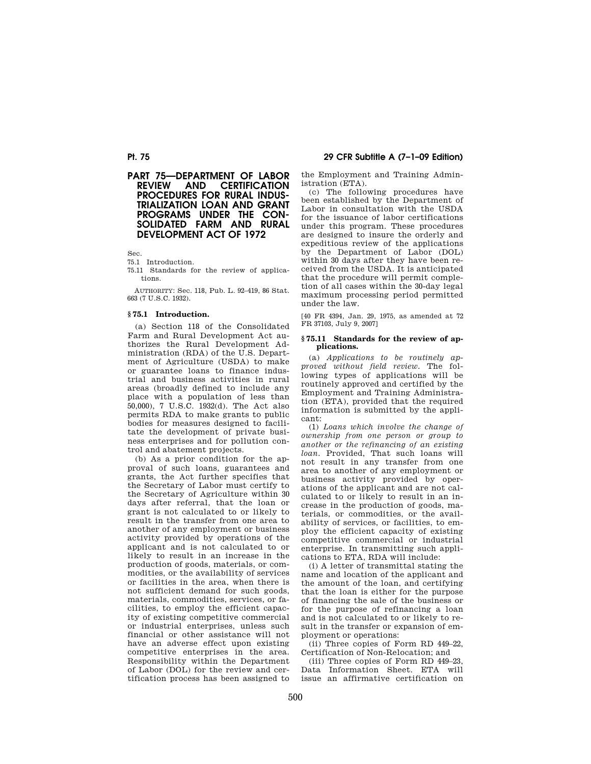# PART 75—DEPARTMENT OF LABOR REVIEW AND CERTIFICATION PROCEDURES FOR RURAL INDUSTRIALIZATION LOAN AND GRANT PROGRAMS UNDER THE CONSOLIDATED FARM AND RURAL DEVELOPMENT ACT OF 1972

Sec.

75.1 Introduction.

75.11 Standards for the review of applications.

AUTHORITY: Sec. 118, Pub. L. 92–419, 86 Stat. 663 (7 U.S.C. 1932).

## § 75.1 Introduction.

(a) Section 118 of the Consolidated Farm and Rural Development Act authorizes the Rural Development Administration (RDA) of the U.S. Department of Agriculture (USDA) to make or guarantee loans to finance industrial and business activities in rural areas (broadly defined to include any place with a population of less than 50,000), 7 U.S.C. 1932(d). The Act also permits RDA to make grants to public bodies for measures designed to facilitate the development of private business enterprises and for pollution control and abatement projects.

(b) As a prior condition for the approval of such loans, guarantees and grants, the Act further specifies that the Secretary of Labor must certify to the Secretary of Agriculture within 30 days after referral, that the loan or grant is not calculated to or likely to result in the transfer from one area to another of any employment or business activity provided by operations of the applicant and is not calculated to or likely to result in an increase in the production of goods, materials, or commodities, or the availability of services or facilities in the area, when there is not sufficient demand for such goods, materials, commodities, services, or facilities, to employ the efficient capacity of existing competitive commercial or industrial enterprises, unless such financial or other assistance will not have an adverse effect upon existing competitive enterprises in the area. Responsibility within the Department of Labor (DOL) for the review and certification process has been assigned to the Employment and Training Administration (ETA).

(c) The following procedures have been established by the Department of Labor in consultation with the USDA for the issuance of labor certifications under this program. These procedures are designed to insure the orderly and expeditious review of the applications by the Department of Labor (DOL) within 30 days after they have been received from the USDA. It is anticipated that the procedure will permit completion of all cases within the 30-day legal maximum processing period permitted under the law.

[40 FR 4394, Jan. 29, 1975, as amended at 72 FR 37103, July 9, 2007]

## § 75.11 Standards for the review of applications.

(a) *Applications to be routinely approved without field review.* The following types of applications will be routinely approved and certified by the Employment and Training Administration (ETA), provided that the required information is submitted by the applicant:

(1) *Loans which involve the change of ownership from one person or group to another or the refinancing of an existing loan.* Provided, That such loans will not result in any transfer from one area to another of any employment or business activity provided by operations of the applicant and are not calculated to or likely to result in an increase in the production of goods, materials, or commodities, or the availability of services, or facilities, to employ the efficient capacity of existing competitive commercial or industrial enterprise. In transmitting such applications to ETA, RDA will include:

(i) A letter of transmittal stating the name and location of the applicant and the amount of the loan, and certifying that the loan is either for the purpose of financing the sale of the business or for the purpose of refinancing a loan and is not calculated to or likely to result in the transfer or expansion of employment or operations:

(ii) Three copies of Form RD 449–22, Certification of Non-Relocation; and

(iii) Three copies of Form RD 449–23, Data Information Sheet. ETA will issue an affirmative certification on